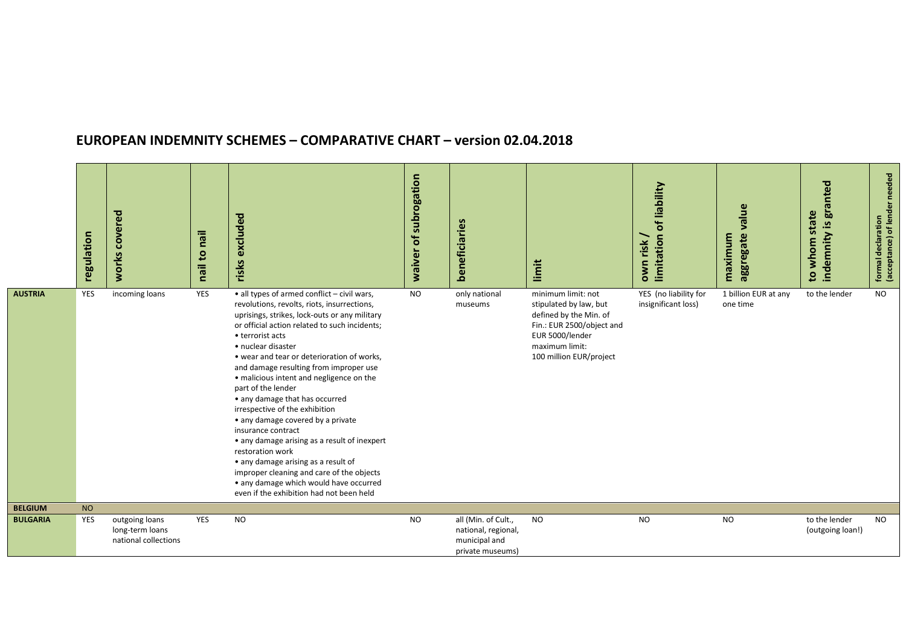# EUROPEAN INDEMNITY SCHEMES – COMPARATIVE CHART – version 02.04.2018

| | regulation | works covered | nail to nail | risks excluded | waiver of subrogation | beneficiaries | limit | own risk / limitation of liability | maximum aggregate value | to whom state indemnity is granted | formal declaration (acceptance) of lender needed |
|---|---|---|---|---|---|---|---|---|---|---|---|
| **AUSTRIA** | YES | incoming loans | YES | • all types of armed conflict – civil wars, revolutions, revolts, riots, insurrections, uprisings, strikes, lock-outs or any military or official action related to such incidents;<br>• terrorist acts<br>• nuclear disaster<br>• wear and tear or deterioration of works, and damage resulting from improper use<br>• malicious intent and negligence on the part of the lender<br>• any damage that has occurred irrespective of the exhibition<br>• any damage covered by a private insurance contract<br>• any damage arising as a result of inexpert restoration work<br>• any damage arising as a result of improper cleaning and care of the objects<br>• any damage which would have occurred even if the exhibition had not been held | NO | only national museums | minimum limit: not stipulated by law, but defined by the Min. of Fin.: EUR 2500/object and EUR 5000/lender<br>maximum limit: 100 million EUR/project | YES (no liability for insignificant loss) | 1 billion EUR at any one time | to the lender | NO |
| **BELGIUM** | NO | | | | | | | | | | |
| **BULGARIA** | YES | outgoing loans<br>long-term loans<br>national collections | YES | NO | NO | all (Min. of Cult., national, regional, municipal and private museums) | NO | NO | NO | to the lender (outgoing loan!) | NO |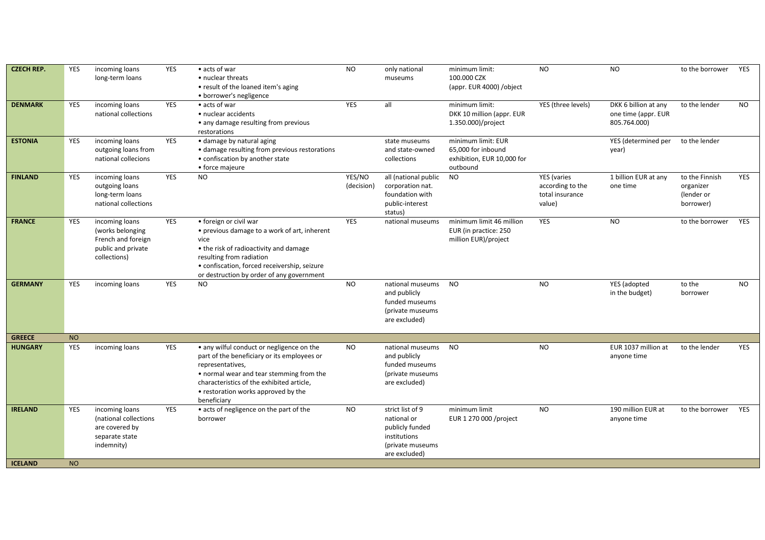| | | | | | | | | | | | | |
|---|---|---|---|---|---|---|---|---|---|---|---|---|
| **CZECH REP.** | YES | incoming loans<br>long-term loans | YES | • acts of war<br>• nuclear threats<br>• result of the loaned item's aging<br>• borrower's negligence | NO | only national museums | minimum limit:<br>100.000 CZK<br>(appr. EUR 4000) /object | NO | NO | to the borrower | YES |
| **DENMARK** | YES | incoming loans<br>national collections | YES | • acts of war<br>• nuclear accidents<br>• any damage resulting from previous restorations | YES | all | minimum limit:<br>DKK 10 million (appr. EUR 1.350.000)/project | YES (three levels) | DKK 6 billion at any one time (appr. EUR 805.764.000) | to the lender | NO |
| **ESTONIA** | YES | incoming loans<br>outgoing loans from national collecions | YES | • damage by natural aging<br>• damage resulting from previous restorations<br>• confiscation by another state<br>• force majeure | | state museums and state-owned collections | minimum limit: EUR 65,000 for inbound exhibition, EUR 10,000 for outbound | | YES (determined per year) | to the lender | |
| **FINLAND** | YES | incoming loans<br>outgoing loans<br>long-term loans<br>national collections | YES | NO | YES/NO (decision) | all (national public corporation nat. foundation with public-interest status) | NO | YES (varies according to the total insurance value) | 1 billion EUR at any one time | to the Finnish organizer (lender or borrower) | YES |
| **FRANCE** | YES | incoming loans (works belonging French and foreign public and private collections) | YES | • foreign or civil war<br>• previous damage to a work of art, inherent vice<br>• the risk of radioactivity and damage resulting from radiation<br>• confiscation, forced receivership, seizure or destruction by order of any government | YES | national museums | minimum limit 46 million EUR (in practice: 250 million EUR)/project | YES | NO | to the borrower | YES |
| **GERMANY** | YES | incoming loans | YES | NO | NO | national museums and publicly funded museums (private museums are excluded) | NO | NO | YES (adopted in the budget) | to the borrower | NO |
| **GREECE** | NO | | | | | | | | | | |
| **HUNGARY** | YES | incoming loans | YES | • any wilful conduct or negligence on the part of the beneficiary or its employees or representatives,<br>• normal wear and tear stemming from the characteristics of the exhibited article,<br>• restoration works approved by the beneficiary | NO | national museums and publicly funded museums (private museums are excluded) | NO | NO | EUR 1037 million at anyone time | to the lender | YES |
| **IRELAND** | YES | incoming loans (national collections are covered by separate state indemnity) | YES | • acts of negligence on the part of the borrower | NO | strict list of 9 national or publicly funded institutions (private museums are excluded) | minimum limit<br>EUR 1 270 000 /project | NO | 190 million EUR at anyone time | to the borrower | YES |
| **ICELAND** | NO | | | | | | | | | | |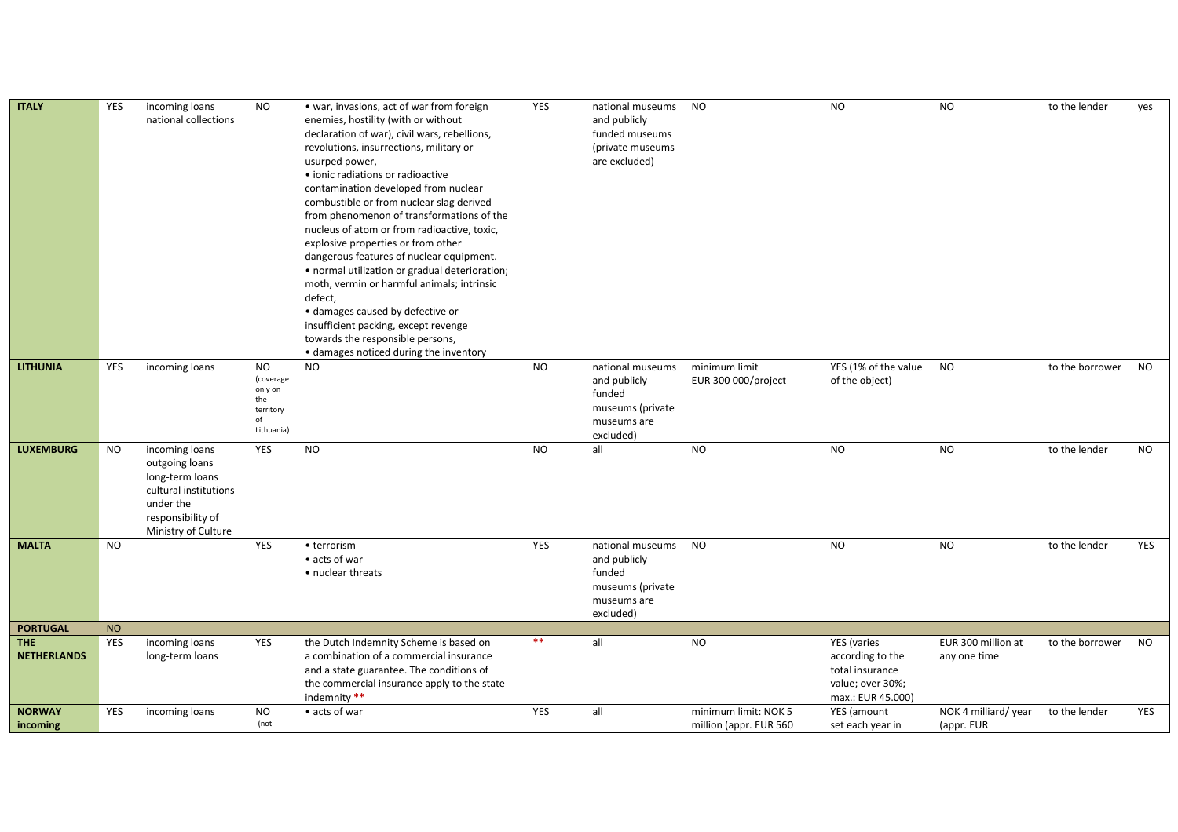| | | | | | | | | | | | |
|---|---|---|---|---|---|---|---|---|---|---|---|
| **ITALY** | YES | incoming loans national collections | NO | • war, invasions, act of war from foreign enemies, hostility (with or without declaration of war), civil wars, rebellions, revolutions, insurrections, military or usurped power,<br>• ionic radiations or radioactive contamination developed from nuclear combustible or from nuclear slag derived from phenomenon of transformations of the nucleus of atom or from radioactive, toxic, explosive properties or from other dangerous features of nuclear equipment.<br>• normal utilization or gradual deterioration; moth, vermin or harmful animals; intrinsic defect,<br>• damages caused by defective or insufficient packing, except revenge towards the responsible persons,<br>• damages noticed during the inventory | YES | national museums and publicly funded museums (private museums are excluded) | NO | NO | NO | to the lender | yes |
| **LITHUNIA** | YES | incoming loans | NO (coverage only on the territory of Lithuania) | NO | NO | national museums and publicly funded museums (private museums are excluded) | minimum limit EUR 300 000/project | YES (1% of the value of the object) | NO | to the borrower | NO |
| **LUXEMBURG** | NO | incoming loans outgoing loans long-term loans cultural institutions under the responsibility of Ministry of Culture | YES | NO | NO | all | NO | NO | NO | to the lender | NO |
| **MALTA** | NO | | YES | • terrorism<br>• acts of war<br>• nuclear threats | YES | national museums and publicly funded museums (private museums are excluded) | NO | NO | NO | to the lender | YES |
| **PORTUGAL** | NO | | | | | | | | | | |
| **THE NETHERLANDS** | YES | incoming loans long-term loans | YES | the Dutch Indemnity Scheme is based on a combination of a commercial insurance and a state guarantee. The conditions of the commercial insurance apply to the state indemnity ** | ** | all | NO | YES (varies according to the total insurance value; over 30%; max.: EUR 45.000) | EUR 300 million at any one time | to the borrower | NO |
| **NORWAY incoming** | YES | incoming loans | NO (not | • acts of war | YES | all | minimum limit: NOK 5 million (appr. EUR 560 | YES (amount set each year in | NOK 4 milliard/ year (appr. EUR | to the lender | YES |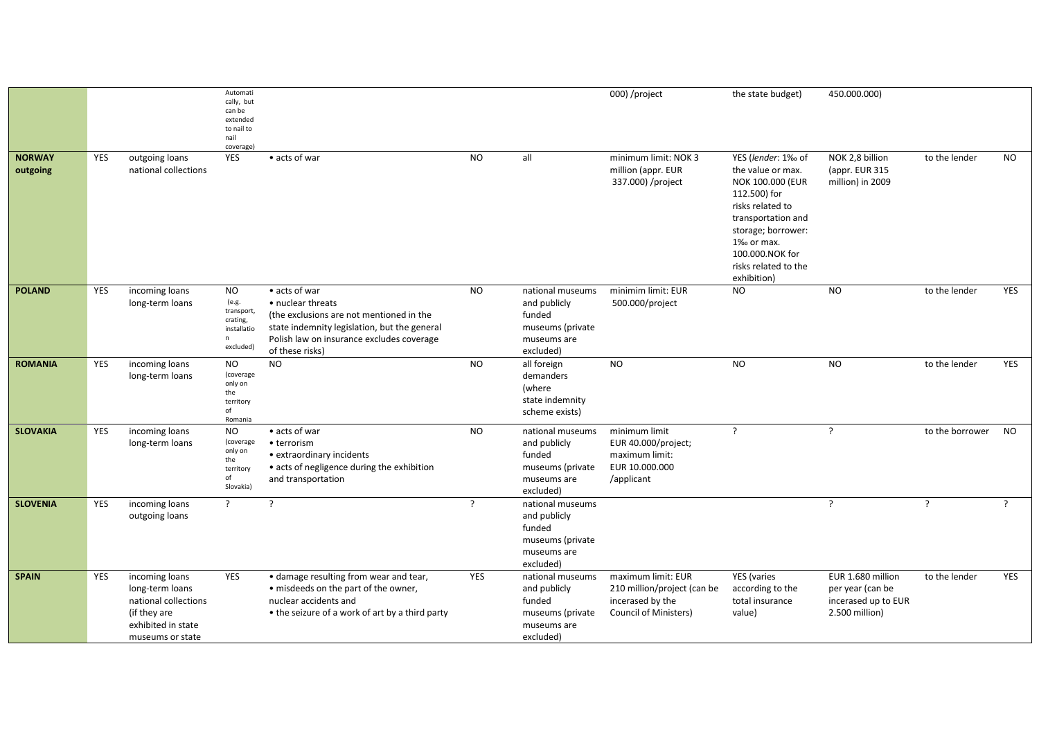| | | | | | | | | | | | |
|---|---|---|---|---|---|---|---|---|---|---|---|
| | | | Automatically, but can be extended to nail to nail coverage) | | | | 000) /project | the state budget) | 450.000.000) | | |
| **NORWAY outgoing** | YES | outgoing loans national collections | YES | • acts of war | NO | all | minimum limit: NOK 3 million (appr. EUR 337.000) /project | YES (*lender*: 1‰ of the value or max. NOK 100.000 (EUR 112.500) for risks related to transportation and storage; borrower: 1‰ or max. 100.000.NOK for risks related to the exhibition) | NOK 2,8 billion (appr. EUR 315 million) in 2009 | to the lender | NO |
| **POLAND** | YES | incoming loans long-term loans | NO (e.g. transport, crating, installation excluded) | • acts of war • nuclear threats (the exclusions are not mentioned in the state indemnity legislation, but the general Polish law on insurance excludes coverage of these risks) | NO | national museums and publicly funded museums (private museums are excluded) | minimim limit: EUR 500.000/project | NO | NO | to the lender | YES |
| **ROMANIA** | YES | incoming loans long-term loans | NO (coverage only on the territory of Romania | NO | NO | all foreign demanders (where state indemnity scheme exists) | NO | NO | NO | to the lender | YES |
| **SLOVAKIA** | YES | incoming loans long-term loans | NO (coverage only on the territory of Slovakia) | • acts of war • terrorism • extraordinary incidents • acts of negligence during the exhibition and transportation | NO | national museums and publicly funded museums (private museums are excluded) | minimum limit EUR 40.000/project; maximum limit: EUR 10.000.000 /applicant | ? | ? | to the borrower | NO |
| **SLOVENIA** | YES | incoming loans outgoing loans | ? | ? | ? | national museums and publicly funded museums (private museums are excluded) | | | ? | ? | ? |
| **SPAIN** | YES | incoming loans long-term loans national collections (if they are exhibited in state museums or state | YES | • damage resulting from wear and tear, • misdeeds on the part of the owner, nuclear accidents and • the seizure of a work of art by a third party | YES | national museums and publicly funded museums (private museums are excluded) | maximum limit: EUR 210 million/project (can be incerased by the Council of Ministers) | YES (varies according to the total insurance value) | EUR 1.680 million per year (can be incerased up to EUR 2.500 million) | to the lender | YES |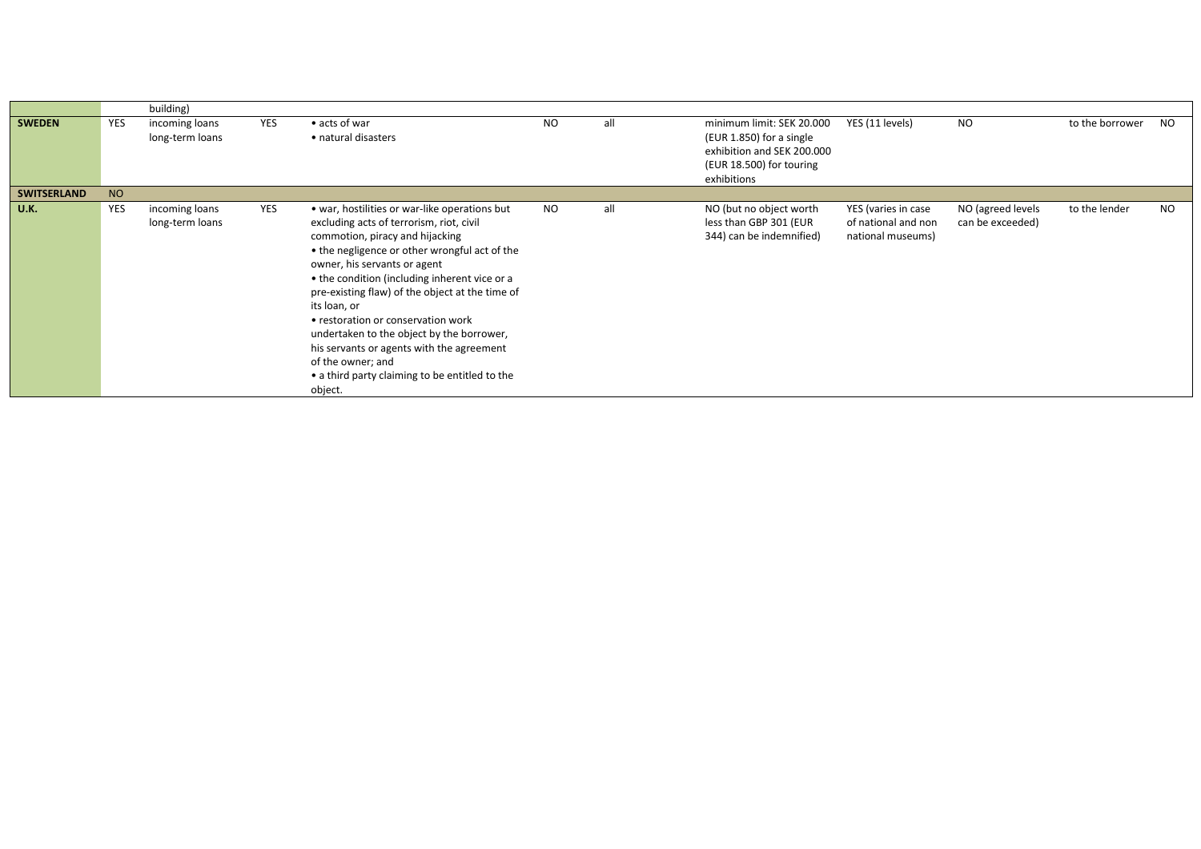| | | | | | | | | | | | |
|---|---|---|---|---|---|---|---|---|---|---|---|
| | | building) | | | | | | | | | |
| **SWEDEN** | YES | incoming loans long-term loans | YES | • acts of war • natural disasters | NO | all | minimum limit: SEK 20.000 (EUR 1.850) for a single exhibition and SEK 200.000 (EUR 18.500) for touring exhibitions | YES (11 levels) | NO | to the borrower | NO |
| **SWITSERLAND** | NO | | | | | | | | | | |
| **U.K.** | YES | incoming loans long-term loans | YES | • war, hostilities or war-like operations but excluding acts of terrorism, riot, civil commotion, piracy and hijacking • the negligence or other wrongful act of the owner, his servants or agent • the condition (including inherent vice or a pre-existing flaw) of the object at the time of its loan, or • restoration or conservation work undertaken to the object by the borrower, his servants or agents with the agreement of the owner; and • a third party claiming to be entitled to the object. | NO | all | NO (but no object worth less than GBP 301 (EUR 344) can be indemnified) | YES (varies in case of national and non national museums) | NO (agreed levels can be exceeded) | to the lender | NO |